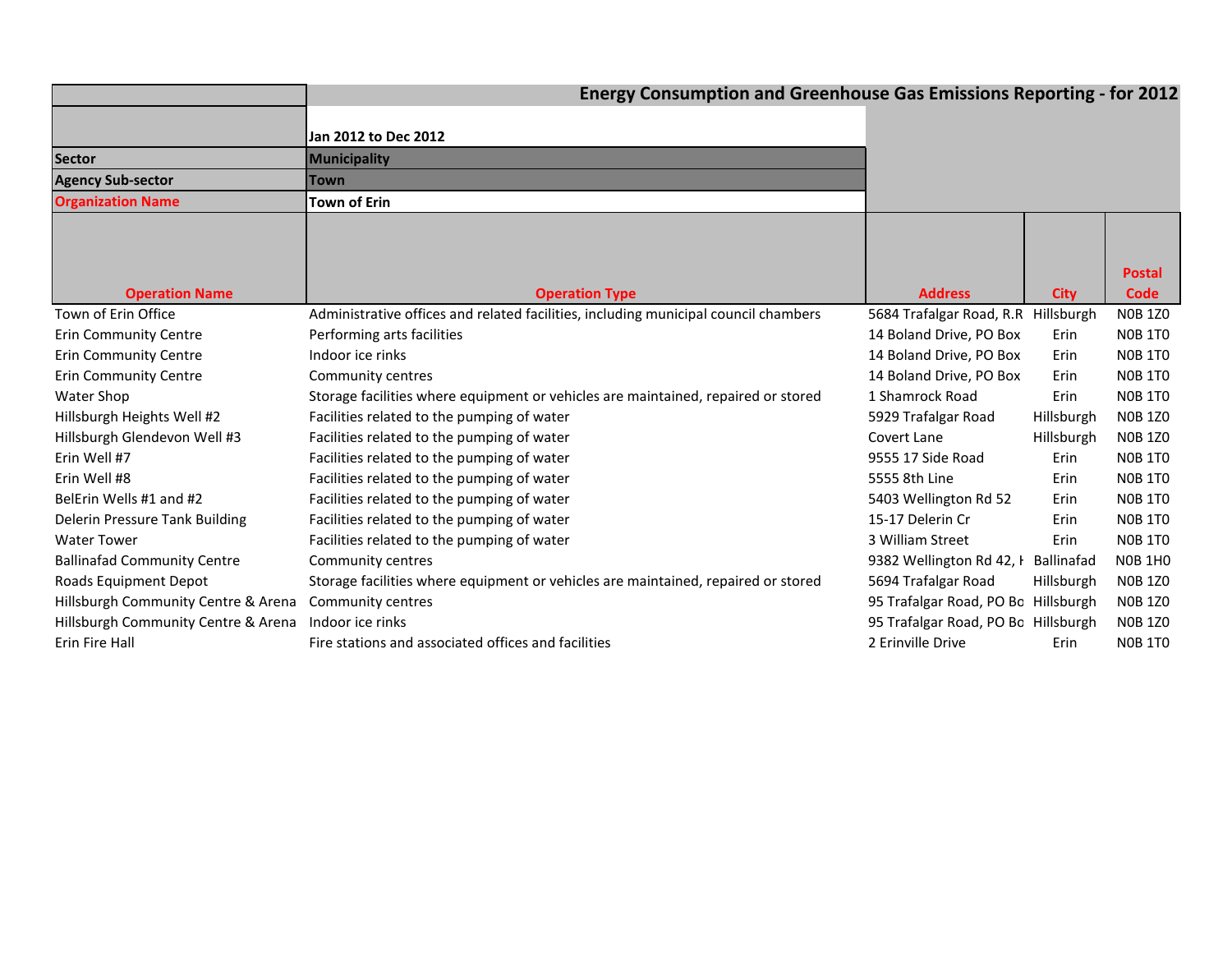# Energy Consumption and Greenhouse Gas Emissions Reporting - for 2012

| | |
|---|---|
| | Jan 2012 to Dec 2012 |
| **Sector** | **Municipality** |
| **Agency Sub-sector** | **Town** |
| **Organization Name** | **Town of Erin** |

| Operation Name | Operation Type | Address | City | Postal Code |
|---|---|---|---|---|
| Town of Erin Office | Administrative offices and related facilities, including municipal council chambers | 5684 Trafalgar Road, R.R | Hillsburgh | N0B 1Z0 |
| Erin Community Centre | Performing arts facilities | 14 Boland Drive, PO Box | Erin | N0B 1T0 |
| Erin Community Centre | Indoor ice rinks | 14 Boland Drive, PO Box | Erin | N0B 1T0 |
| Erin Community Centre | Community centres | 14 Boland Drive, PO Box | Erin | N0B 1T0 |
| Water Shop | Storage facilities where equipment or vehicles are maintained, repaired or stored | 1 Shamrock Road | Erin | N0B 1T0 |
| Hillsburgh Heights Well #2 | Facilities related to the pumping of water | 5929 Trafalgar Road | Hillsburgh | N0B 1Z0 |
| Hillsburgh Glendevon Well #3 | Facilities related to the pumping of water | Covert Lane | Hillsburgh | N0B 1Z0 |
| Erin Well #7 | Facilities related to the pumping of water | 9555 17 Side Road | Erin | N0B 1T0 |
| Erin Well #8 | Facilities related to the pumping of water | 5555 8th Line | Erin | N0B 1T0 |
| BelErin Wells #1 and #2 | Facilities related to the pumping of water | 5403 Wellington Rd 52 | Erin | N0B 1T0 |
| Delerin Pressure Tank Building | Facilities related to the pumping of water | 15-17 Delerin Cr | Erin | N0B 1T0 |
| Water Tower | Facilities related to the pumping of water | 3 William Street | Erin | N0B 1T0 |
| Ballinafad Community Centre | Community centres | 9382 Wellington Rd 42, I | Ballinafad | N0B 1H0 |
| Roads Equipment Depot | Storage facilities where equipment or vehicles are maintained, repaired or stored | 5694 Trafalgar Road | Hillsburgh | N0B 1Z0 |
| Hillsburgh Community Centre & Arena | Community centres | 95 Trafalgar Road, PO Bo | Hillsburgh | N0B 1Z0 |
| Hillsburgh Community Centre & Arena | Indoor ice rinks | 95 Trafalgar Road, PO Bo | Hillsburgh | N0B 1Z0 |
| Erin Fire Hall | Fire stations and associated offices and facilities | 2 Erinville Drive | Erin | N0B 1T0 |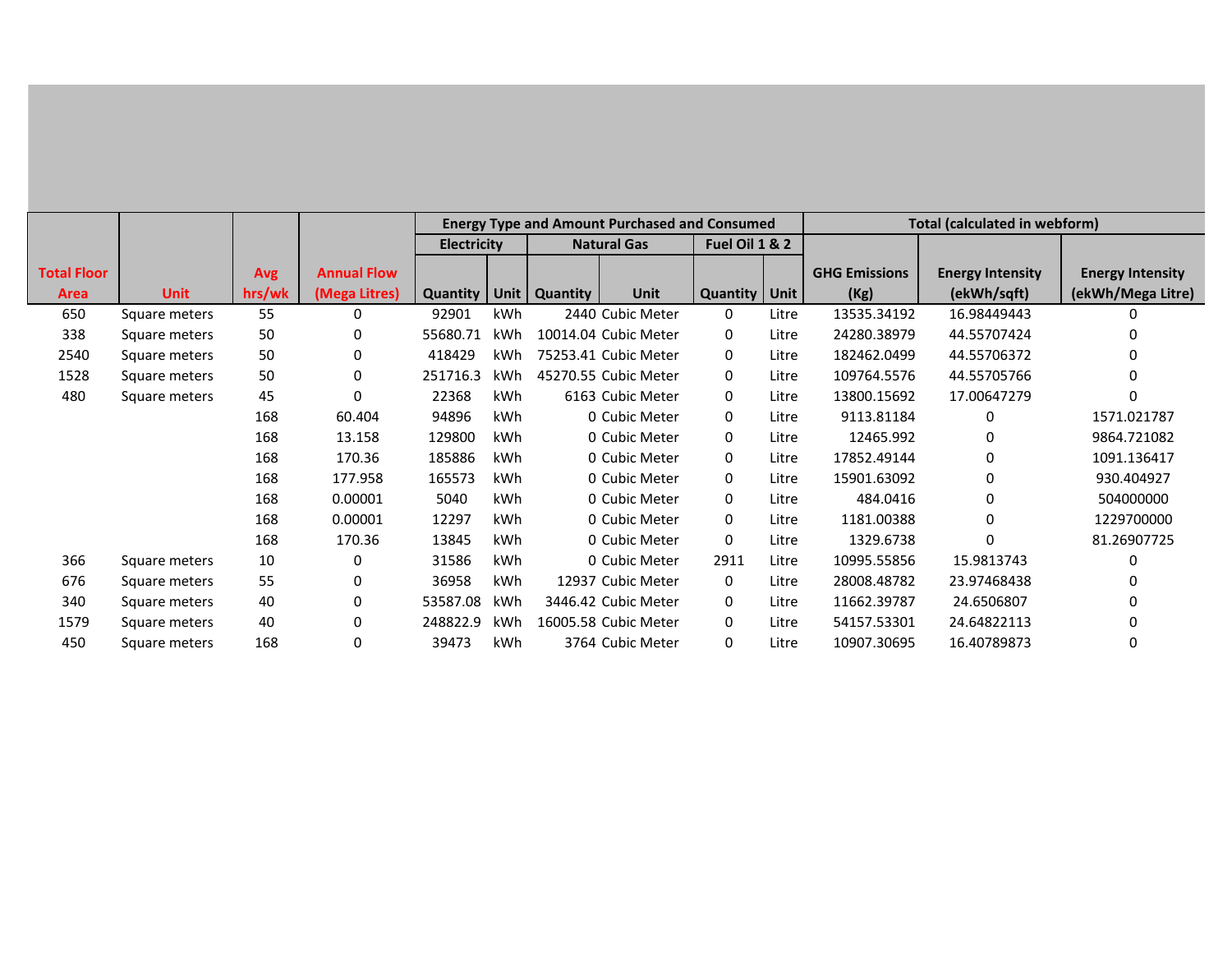| Total Floor Area | Unit | Avg hrs/wk | Annual Flow (Mega Litres) | Energy Type and Amount Purchased and Consumed | | | | | | Total (calculated in webform) | | |
|---|---|---|---|---|---|---|---|---|---|---|---|---|
| | | | | Electricity | | Natural Gas | | Fuel Oil 1 & 2 | | | | |
| | | | | Quantity | Unit | Quantity | Unit | Quantity | Unit | GHG Emissions (Kg) | Energy Intensity (ekWh/sqft) | Energy Intensity (ekWh/Mega Litre) |
| 650 | Square meters | 55 | 0 | 92901 | kWh | 2440 | Cubic Meter | 0 | Litre | 13535.34192 | 16.98449443 | 0 |
| 338 | Square meters | 50 | 0 | 55680.71 | kWh | 10014.04 | Cubic Meter | 0 | Litre | 24280.38979 | 44.55707424 | 0 |
| 2540 | Square meters | 50 | 0 | 418429 | kWh | 75253.41 | Cubic Meter | 0 | Litre | 182462.0499 | 44.55706372 | 0 |
| 1528 | Square meters | 50 | 0 | 251716.3 | kWh | 45270.55 | Cubic Meter | 0 | Litre | 109764.5576 | 44.55705766 | 0 |
| 480 | Square meters | 45 | 0 | 22368 | kWh | 6163 | Cubic Meter | 0 | Litre | 13800.15692 | 17.00647279 | 0 |
| | | 168 | 60.404 | 94896 | kWh | 0 | Cubic Meter | 0 | Litre | 9113.81184 | 0 | 1571.021787 |
| | | 168 | 13.158 | 129800 | kWh | 0 | Cubic Meter | 0 | Litre | 12465.992 | 0 | 9864.721082 |
| | | 168 | 170.36 | 185886 | kWh | 0 | Cubic Meter | 0 | Litre | 17852.49144 | 0 | 1091.136417 |
| | | 168 | 177.958 | 165573 | kWh | 0 | Cubic Meter | 0 | Litre | 15901.63092 | 0 | 930.404927 |
| | | 168 | 0.00001 | 5040 | kWh | 0 | Cubic Meter | 0 | Litre | 484.0416 | 0 | 504000000 |
| | | 168 | 0.00001 | 12297 | kWh | 0 | Cubic Meter | 0 | Litre | 1181.00388 | 0 | 1229700000 |
| | | 168 | 170.36 | 13845 | kWh | 0 | Cubic Meter | 0 | Litre | 1329.6738 | 0 | 81.26907725 |
| 366 | Square meters | 10 | 0 | 31586 | kWh | 0 | Cubic Meter | 2911 | Litre | 10995.55856 | 15.9813743 | 0 |
| 676 | Square meters | 55 | 0 | 36958 | kWh | 12937 | Cubic Meter | 0 | Litre | 28008.48782 | 23.97468438 | 0 |
| 340 | Square meters | 40 | 0 | 53587.08 | kWh | 3446.42 | Cubic Meter | 0 | Litre | 11662.39787 | 24.6506807 | 0 |
| 1579 | Square meters | 40 | 0 | 248822.9 | kWh | 16005.58 | Cubic Meter | 0 | Litre | 54157.53301 | 24.64822113 | 0 |
| 450 | Square meters | 168 | 0 | 39473 | kWh | 3764 | Cubic Meter | 0 | Litre | 10907.30695 | 16.40789873 | 0 |